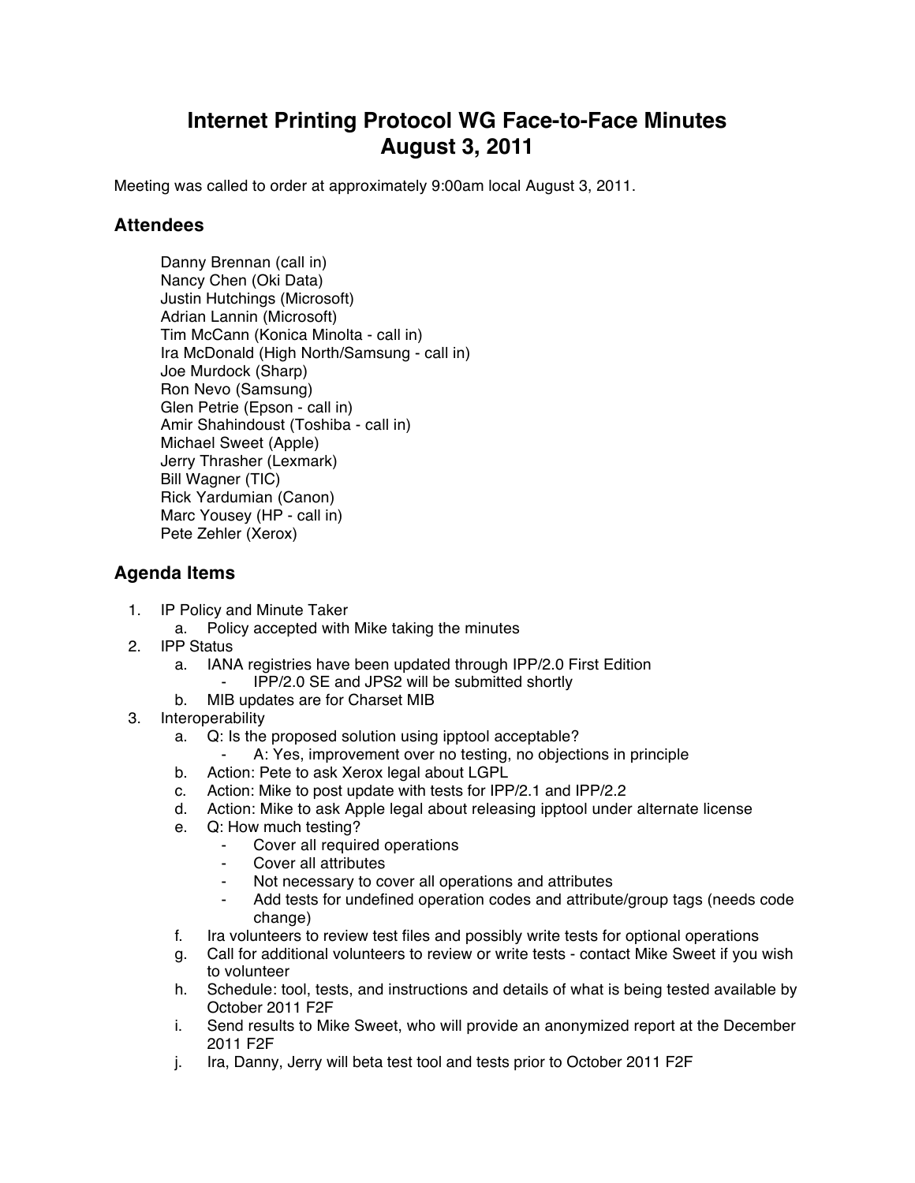# Internet Printing Protocol WG Face-to-Face Minutes
# August 3, 2011

Meeting was called to order at approximately 9:00am local August 3, 2011.

## Attendees

Danny Brennan (call in)
Nancy Chen (Oki Data)
Justin Hutchings (Microsoft)
Adrian Lannin (Microsoft)
Tim McCann (Konica Minolta - call in)
Ira McDonald (High North/Samsung - call in)
Joe Murdock (Sharp)
Ron Nevo (Samsung)
Glen Petrie (Epson - call in)
Amir Shahindoust (Toshiba - call in)
Michael Sweet (Apple)
Jerry Thrasher (Lexmark)
Bill Wagner (TIC)
Rick Yardumian (Canon)
Marc Yousey (HP - call in)
Pete Zehler (Xerox)

## Agenda Items

1. IP Policy and Minute Taker
   a. Policy accepted with Mike taking the minutes
2. IPP Status
   a. IANA registries have been updated through IPP/2.0 First Edition
      - IPP/2.0 SE and JPS2 will be submitted shortly
   b. MIB updates are for Charset MIB
3. Interoperability
   a. Q: Is the proposed solution using ipptool acceptable?
      - A: Yes, improvement over no testing, no objections in principle
   b. Action: Pete to ask Xerox legal about LGPL
   c. Action: Mike to post update with tests for IPP/2.1 and IPP/2.2
   d. Action: Mike to ask Apple legal about releasing ipptool under alternate license
   e. Q: How much testing?
      - Cover all required operations
      - Cover all attributes
      - Not necessary to cover all operations and attributes
      - Add tests for undefined operation codes and attribute/group tags (needs code change)
   f. Ira volunteers to review test files and possibly write tests for optional operations
   g. Call for additional volunteers to review or write tests - contact Mike Sweet if you wish to volunteer
   h. Schedule: tool, tests, and instructions and details of what is being tested available by October 2011 F2F
   i. Send results to Mike Sweet, who will provide an anonymized report at the December 2011 F2F
   j. Ira, Danny, Jerry will beta test tool and tests prior to October 2011 F2F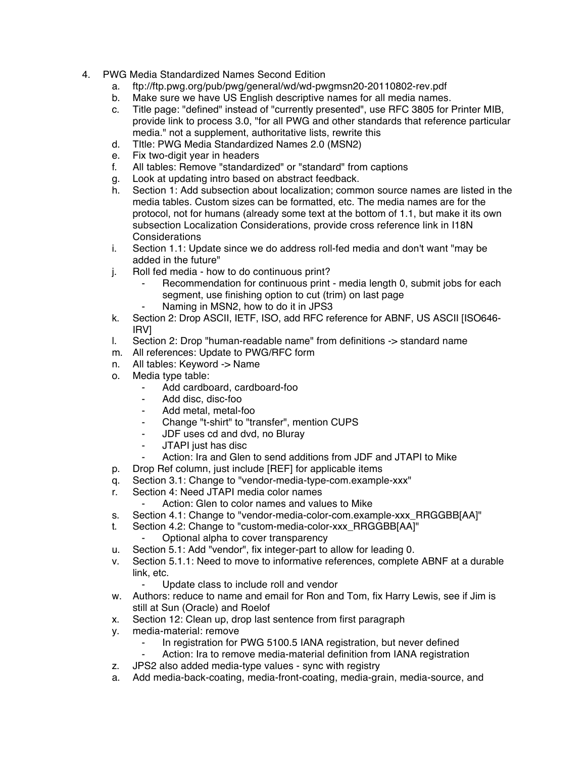4. PWG Media Standardized Names Second Edition
    a. ftp://ftp.pwg.org/pub/pwg/general/wd/wd-pwgmsn20-20110802-rev.pdf
    b. Make sure we have US English descriptive names for all media names.
    c. Title page: "defined" instead of "currently presented", use RFC 3805 for Printer MIB, provide link to process 3.0, "for all PWG and other standards that reference particular media." not a supplement, authoritative lists, rewrite this
    d. TItle: PWG Media Standardized Names 2.0 (MSN2)
    e. Fix two-digit year in headers
    f. All tables: Remove "standardized" or "standard" from captions
    g. Look at updating intro based on abstract feedback.
    h. Section 1: Add subsection about localization; common source names are listed in the media tables. Custom sizes can be formatted, etc. The media names are for the protocol, not for humans (already some text at the bottom of 1.1, but make it its own subsection Localization Considerations, provide cross reference link in I18N Considerations
    i. Section 1.1: Update since we do address roll-fed media and don't want "may be added in the future"
    j. Roll fed media - how to do continuous print?
        - Recommendation for continuous print - media length 0, submit jobs for each segment, use finishing option to cut (trim) on last page
        - Naming in MSN2, how to do it in JPS3
    k. Section 2: Drop ASCII, IETF, ISO, add RFC reference for ABNF, US ASCII [ISO646-IRV]
    l. Section 2: Drop "human-readable name" from definitions -> standard name
    m. All references: Update to PWG/RFC form
    n. All tables: Keyword -> Name
    o. Media type table:
        - Add cardboard, cardboard-foo
        - Add disc, disc-foo
        - Add metal, metal-foo
        - Change "t-shirt" to "transfer", mention CUPS
        - JDF uses cd and dvd, no Bluray
        - JTAPI just has disc
        - Action: Ira and Glen to send additions from JDF and JTAPI to Mike
    p. Drop Ref column, just include [REF] for applicable items
    q. Section 3.1: Change to "vendor-media-type-com.example-xxx"
    r. Section 4: Need JTAPI media color names
        - Action: Glen to color names and values to Mike
    s. Section 4.1: Change to "vendor-media-color-com.example-xxx_RRGGBB[AA]"
    t. Section 4.2: Change to "custom-media-color-xxx_RRGGBB[AA]"
        - Optional alpha to cover transparency
    u. Section 5.1: Add "vendor", fix integer-part to allow for leading 0.
    v. Section 5.1.1: Need to move to informative references, complete ABNF at a durable link, etc.
        - Update class to include roll and vendor
    w. Authors: reduce to name and email for Ron and Tom, fix Harry Lewis, see if Jim is still at Sun (Oracle) and Roelof
    x. Section 12: Clean up, drop last sentence from first paragraph
    y. media-material: remove
        - In registration for PWG 5100.5 IANA registration, but never defined
        - Action: Ira to remove media-material definition from IANA registration
    z. JPS2 also added media-type values - sync with registry
    a. Add media-back-coating, media-front-coating, media-grain, media-source, and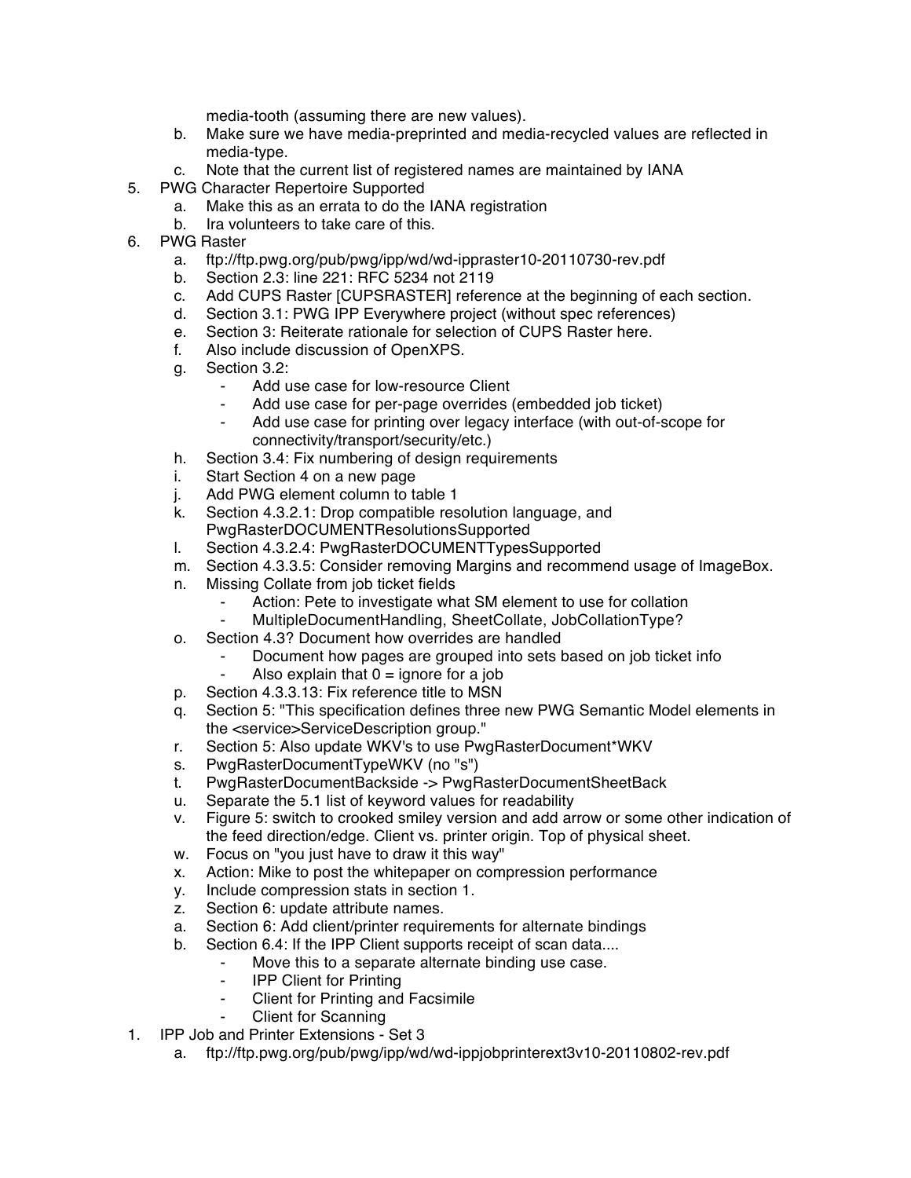media-tooth (assuming there are new values).

   b. Make sure we have media-preprinted and media-recycled values are reflected in media-type.
   c. Note that the current list of registered names are maintained by IANA

5. PWG Character Repertoire Supported
   a. Make this as an errata to do the IANA registration
   b. Ira volunteers to take care of this.
6. PWG Raster
   a. ftp://ftp.pwg.org/pub/pwg/ipp/wd/wd-ippraster10-20110730-rev.pdf
   b. Section 2.3: line 221: RFC 5234 not 2119
   c. Add CUPS Raster [CUPSRASTER] reference at the beginning of each section.
   d. Section 3.1: PWG IPP Everywhere project (without spec references)
   e. Section 3: Reiterate rationale for selection of CUPS Raster here.
   f. Also include discussion of OpenXPS.
   g. Section 3.2:
      - Add use case for low-resource Client
      - Add use case for per-page overrides (embedded job ticket)
      - Add use case for printing over legacy interface (with out-of-scope for connectivity/transport/security/etc.)
   h. Section 3.4: Fix numbering of design requirements
   i. Start Section 4 on a new page
   j. Add PWG element column to table 1
   k. Section 4.3.2.1: Drop compatible resolution language, and PwgRasterDOCUMENTResolutionsSupported
   l. Section 4.3.2.4: PwgRasterDOCUMENTTypesSupported
   m. Section 4.3.3.5: Consider removing Margins and recommend usage of ImageBox.
   n. Missing Collate from job ticket fields
      - Action: Pete to investigate what SM element to use for collation
      - MultipleDocumentHandling, SheetCollate, JobCollationType?
   o. Section 4.3? Document how overrides are handled
      - Document how pages are grouped into sets based on job ticket info
      - Also explain that 0 = ignore for a job
   p. Section 4.3.3.13: Fix reference title to MSN
   q. Section 5: "This specification defines three new PWG Semantic Model elements in the <service>ServiceDescription group."
   r. Section 5: Also update WKV's to use PwgRasterDocument*WKV
   s. PwgRasterDocumentTypeWKV (no "s")
   t. PwgRasterDocumentBackside -> PwgRasterDocumentSheetBack
   u. Separate the 5.1 list of keyword values for readability
   v. Figure 5: switch to crooked smiley version and add arrow or some other indication of the feed direction/edge. Client vs. printer origin. Top of physical sheet.
   w. Focus on "you just have to draw it this way"
   x. Action: Mike to post the whitepaper on compression performance
   y. Include compression stats in section 1.
   z. Section 6: update attribute names.
   a. Section 6: Add client/printer requirements for alternate bindings
   b. Section 6.4: If the IPP Client supports receipt of scan data....
      - Move this to a separate alternate binding use case.
      - IPP Client for Printing
      - Client for Printing and Facsimile
      - Client for Scanning

1. IPP Job and Printer Extensions - Set 3
   a. ftp://ftp.pwg.org/pub/pwg/ipp/wd/wd-ippjobprinterext3v10-20110802-rev.pdf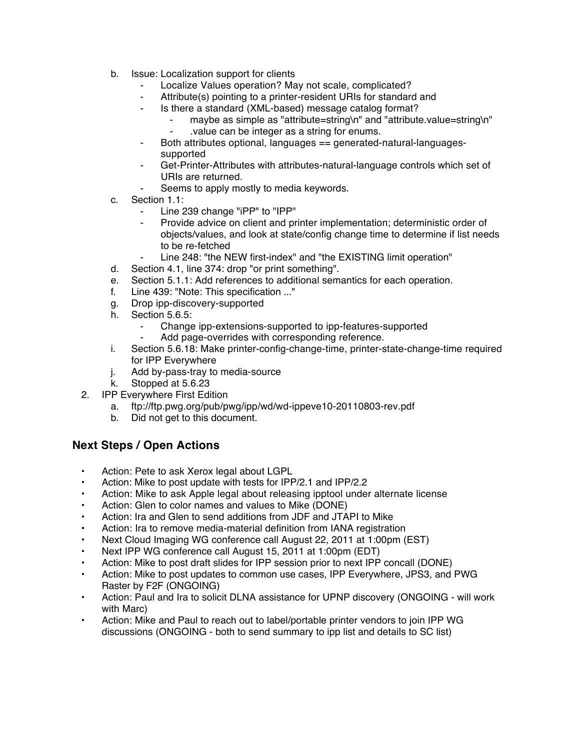b. Issue: Localization support for clients
   - Localize Values operation? May not scale, complicated?
   - Attribute(s) pointing to a printer-resident URIs for standard and
   - Is there a standard (XML-based) message catalog format?
     - maybe as simple as "attribute=string\n" and "attribute.value=string\n"
       - .value can be integer as a string for enums.
   - Both attributes optional, languages == generated-natural-languages-supported
   - Get-Printer-Attributes with attributes-natural-language controls which set of URIs are returned.
   - Seems to apply mostly to media keywords.
c. Section 1.1:
   - Line 239 change "iPP" to "IPP"
   - Provide advice on client and printer implementation; deterministic order of objects/values, and look at state/config change time to determine if list needs to be re-fetched
   - Line 248: "the NEW first-index" and "the EXISTING limit operation"
d. Section 4.1, line 374: drop "or print something".
e. Section 5.1.1: Add references to additional semantics for each operation.
f. Line 439: "Note: This specification ..."
g. Drop ipp-discovery-supported
h. Section 5.6.5:
   - Change ipp-extensions-supported to ipp-features-supported
   - Add page-overrides with corresponding reference.
i. Section 5.6.18: Make printer-config-change-time, printer-state-change-time required for IPP Everywhere
j. Add by-pass-tray to media-source
k. Stopped at 5.6.23

2. IPP Everywhere First Edition
   a. ftp://ftp.pwg.org/pub/pwg/ipp/wd/wd-ippeve10-20110803-rev.pdf
   b. Did not get to this document.

## Next Steps / Open Actions

- Action: Pete to ask Xerox legal about LGPL
- Action: Mike to post update with tests for IPP/2.1 and IPP/2.2
- Action: Mike to ask Apple legal about releasing ipptool under alternate license
- Action: Glen to color names and values to Mike (DONE)
- Action: Ira and Glen to send additions from JDF and JTAPI to Mike
- Action: Ira to remove media-material definition from IANA registration
- Next Cloud Imaging WG conference call August 22, 2011 at 1:00pm (EST)
- Next IPP WG conference call August 15, 2011 at 1:00pm (EDT)
- Action: Mike to post draft slides for IPP session prior to next IPP concall (DONE)
- Action: Mike to post updates to common use cases, IPP Everywhere, JPS3, and PWG Raster by F2F (ONGOING)
- Action: Paul and Ira to solicit DLNA assistance for UPNP discovery (ONGOING - will work with Marc)
- Action: Mike and Paul to reach out to label/portable printer vendors to join IPP WG discussions (ONGOING - both to send summary to ipp list and details to SC list)